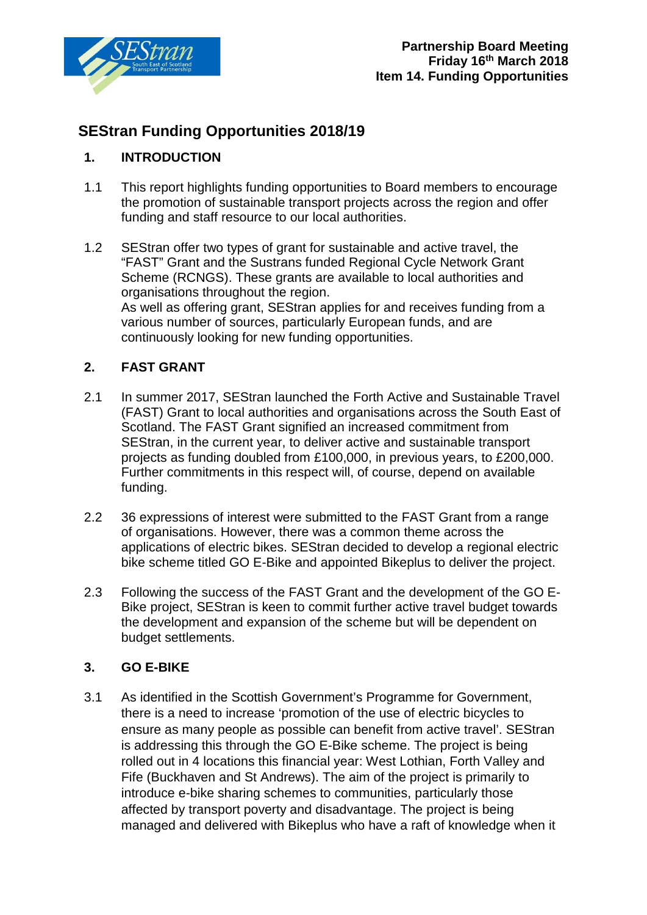**Partnership Board Meeting**
**Friday 16th March 2018**
**Item 14. Funding Opportunities**

# SEStran Funding Opportunities 2018/19

## 1. INTRODUCTION

1.1 This report highlights funding opportunities to Board members to encourage the promotion of sustainable transport projects across the region and offer funding and staff resource to our local authorities.

1.2 SEStran offer two types of grant for sustainable and active travel, the "FAST" Grant and the Sustrans funded Regional Cycle Network Grant Scheme (RCNGS). These grants are available to local authorities and organisations throughout the region.
As well as offering grant, SEStran applies for and receives funding from a various number of sources, particularly European funds, and are continuously looking for new funding opportunities.

## 2. FAST GRANT

2.1 In summer 2017, SEStran launched the Forth Active and Sustainable Travel (FAST) Grant to local authorities and organisations across the South East of Scotland. The FAST Grant signified an increased commitment from SEStran, in the current year, to deliver active and sustainable transport projects as funding doubled from £100,000, in previous years, to £200,000. Further commitments in this respect will, of course, depend on available funding.

2.2 36 expressions of interest were submitted to the FAST Grant from a range of organisations. However, there was a common theme across the applications of electric bikes. SEStran decided to develop a regional electric bike scheme titled GO E-Bike and appointed Bikeplus to deliver the project.

2.3 Following the success of the FAST Grant and the development of the GO E-Bike project, SEStran is keen to commit further active travel budget towards the development and expansion of the scheme but will be dependent on budget settlements.

## 3. GO E-BIKE

3.1 As identified in the Scottish Government's Programme for Government, there is a need to increase 'promotion of the use of electric bicycles to ensure as many people as possible can benefit from active travel'. SEStran is addressing this through the GO E-Bike scheme. The project is being rolled out in 4 locations this financial year: West Lothian, Forth Valley and Fife (Buckhaven and St Andrews). The aim of the project is primarily to introduce e-bike sharing schemes to communities, particularly those affected by transport poverty and disadvantage. The project is being managed and delivered with Bikeplus who have a raft of knowledge when it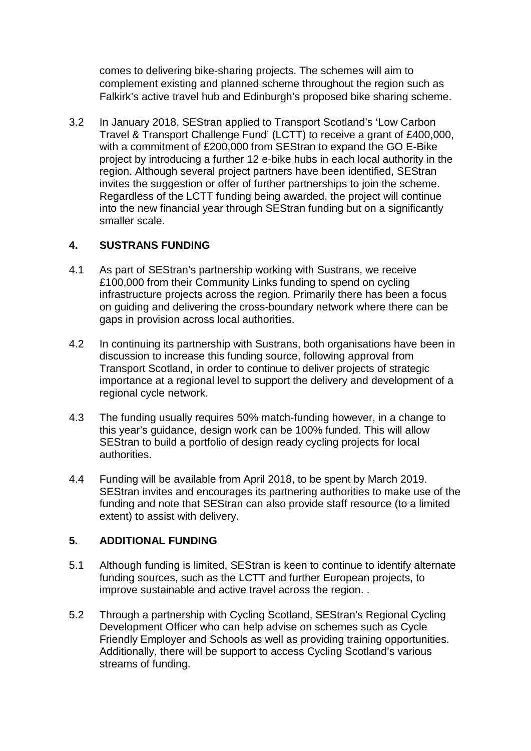comes to delivering bike-sharing projects. The schemes will aim to complement existing and planned scheme throughout the region such as Falkirk's active travel hub and Edinburgh's proposed bike sharing scheme.

3.2 In January 2018, SEStran applied to Transport Scotland's 'Low Carbon Travel & Transport Challenge Fund' (LCTT) to receive a grant of £400,000, with a commitment of £200,000 from SEStran to expand the GO E-Bike project by introducing a further 12 e-bike hubs in each local authority in the region. Although several project partners have been identified, SEStran invites the suggestion or offer of further partnerships to join the scheme. Regardless of the LCTT funding being awarded, the project will continue into the new financial year through SEStran funding but on a significantly smaller scale.

## 4. SUSTRANS FUNDING

4.1 As part of SEStran's partnership working with Sustrans, we receive £100,000 from their Community Links funding to spend on cycling infrastructure projects across the region. Primarily there has been a focus on guiding and delivering the cross-boundary network where there can be gaps in provision across local authorities.

4.2 In continuing its partnership with Sustrans, both organisations have been in discussion to increase this funding source, following approval from Transport Scotland, in order to continue to deliver projects of strategic importance at a regional level to support the delivery and development of a regional cycle network.

4.3 The funding usually requires 50% match-funding however, in a change to this year's guidance, design work can be 100% funded. This will allow SEStran to build a portfolio of design ready cycling projects for local authorities.

4.4 Funding will be available from April 2018, to be spent by March 2019. SEStran invites and encourages its partnering authorities to make use of the funding and note that SEStran can also provide staff resource (to a limited extent) to assist with delivery.

## 5. ADDITIONAL FUNDING

5.1 Although funding is limited, SEStran is keen to continue to identify alternate funding sources, such as the LCTT and further European projects, to improve sustainable and active travel across the region. .

5.2 Through a partnership with Cycling Scotland, SEStran's Regional Cycling Development Officer who can help advise on schemes such as Cycle Friendly Employer and Schools as well as providing training opportunities. Additionally, there will be support to access Cycling Scotland's various streams of funding.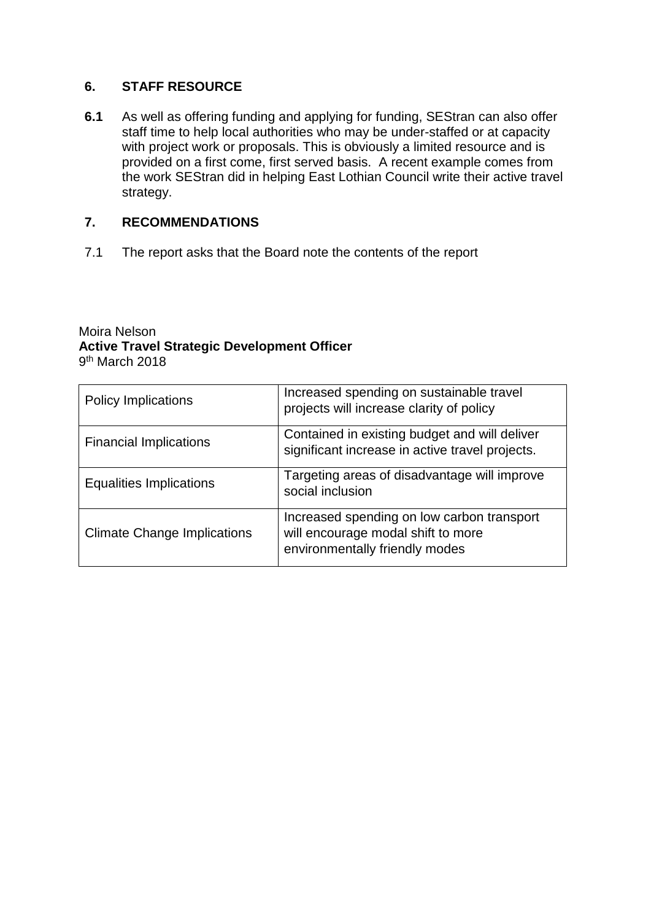## 6. STAFF RESOURCE

**6.1** As well as offering funding and applying for funding, SEStran can also offer staff time to help local authorities who may be under-staffed or at capacity with project work or proposals. This is obviously a limited resource and is provided on a first come, first served basis. A recent example comes from the work SEStran did in helping East Lothian Council write their active travel strategy.

## 7. RECOMMENDATIONS

7.1 The report asks that the Board note the contents of the report

Moira Nelson
**Active Travel Strategic Development Officer**
9th March 2018

| | |
|---|---|
| Policy Implications | Increased spending on sustainable travel projects will increase clarity of policy |
| Financial Implications | Contained in existing budget and will deliver significant increase in active travel projects. |
| Equalities Implications | Targeting areas of disadvantage will improve social inclusion |
| Climate Change Implications | Increased spending on low carbon transport will encourage modal shift to more environmentally friendly modes |